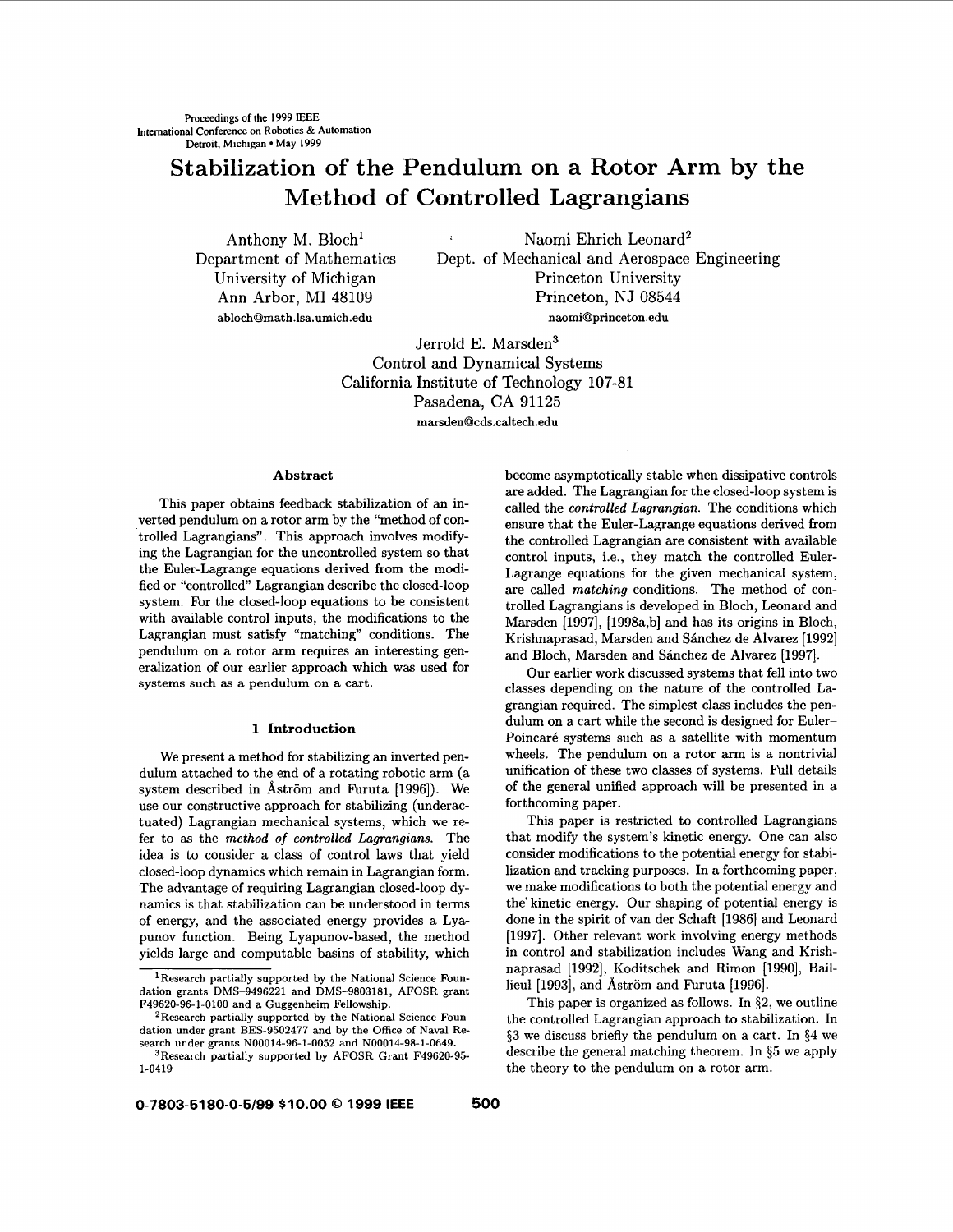# Stabilization of the Pendulum on a Rotor Arm by the Method of Controlled Lagrangians

Anthony M. Bloch[1]
Department of Mathematics
University of Michigan
Ann Arbor, MI 48109
abloch@math.lsa.umich.edu

Naomi Ehrich Leonard[2]
Dept. of Mechanical and Aerospace Engineering
Princeton University
Princeton, NJ 08544
naomi@princeton.edu

Jerrold E. Marsden[3]
Control and Dynamical Systems
California Institute of Technology 107-81
Pasadena, CA 91125
marsden@cds.caltech.edu

### Abstract

This paper obtains feedback stabilization of an inverted pendulum on a rotor arm by the "method of controlled Lagrangians". This approach involves modifying the Lagrangian for the uncontrolled system so that the Euler-Lagrange equations derived from the modified or "controlled" Lagrangian describe the closed-loop system. For the closed-loop equations to be consistent with available control inputs, the modifications to the Lagrangian must satisfy "matching" conditions. The pendulum on a rotor arm requires an interesting generalization of our earlier approach which was used for systems such as a pendulum on a cart.

## 1 Introduction

We present a method for stabilizing an inverted pendulum attached to the end of a rotating robotic arm (a system described in Åström and Furuta [1996]). We use our constructive approach for stabilizing (underactuated) Lagrangian mechanical systems, which we refer to as the *method of controlled Lagrangians*. The idea is to consider a class of control laws that yield closed-loop dynamics which remain in Lagrangian form. The advantage of requiring Lagrangian closed-loop dynamics is that stabilization can be understood in terms of energy, and the associated energy provides a Lyapunov function. Being Lyapunov-based, the method yields large and computable basins of stability, which become asymptotically stable when dissipative controls are added. The Lagrangian for the closed-loop system is called the *controlled Lagrangian*. The conditions which ensure that the Euler-Lagrange equations derived from the controlled Lagrangian are consistent with available control inputs, i.e., they match the controlled Euler-Lagrange equations for the given mechanical system, are called *matching* conditions. The method of controlled Lagrangians is developed in Bloch, Leonard and Marsden [1997], [1998a,b] and has its origins in Bloch, Krishnaprasad, Marsden and Sánchez de Alvarez [1992] and Bloch, Marsden and Sánchez de Alvarez [1997].

Our earlier work discussed systems that fell into two classes depending on the nature of the controlled Lagrangian required. The simplest class includes the pendulum on a cart while the second is designed for Euler-Poincaré systems such as a satellite with momentum wheels. The pendulum on a rotor arm is a nontrivial unification of these two classes of systems. Full details of the general unified approach will be presented in a forthcoming paper.

This paper is restricted to controlled Lagrangians that modify the system's kinetic energy. One can also consider modifications to the potential energy for stabilization and tracking purposes. In a forthcoming paper, we make modifications to both the potential energy and the kinetic energy. Our shaping of potential energy is done in the spirit of van der Schaft [1986] and Leonard [1997]. Other relevant work involving energy methods in control and stabilization includes Wang and Krishnaprasad [1992], Koditschek and Rimon [1990], Baillieul [1993], and Åström and Furuta [1996].

This paper is organized as follows. In §2, we outline the controlled Lagrangian approach to stabilization. In §3 we discuss briefly the pendulum on a cart. In §4 we describe the general matching theorem. In §5 we apply the theory to the pendulum on a rotor arm.

[1] Research partially supported by the National Science Foundation grants DMS-9496221 and DMS-9803181, AFOSR grant F49620-96-1-0100 and a Guggenheim Fellowship.

[2] Research partially supported by the National Science Foundation under grant BES-9502477 and by the Office of Naval Research under grants N00014-96-1-0052 and N00014-98-1-0649.

[3] Research partially supported by AFOSR Grant F49620-95-1-0419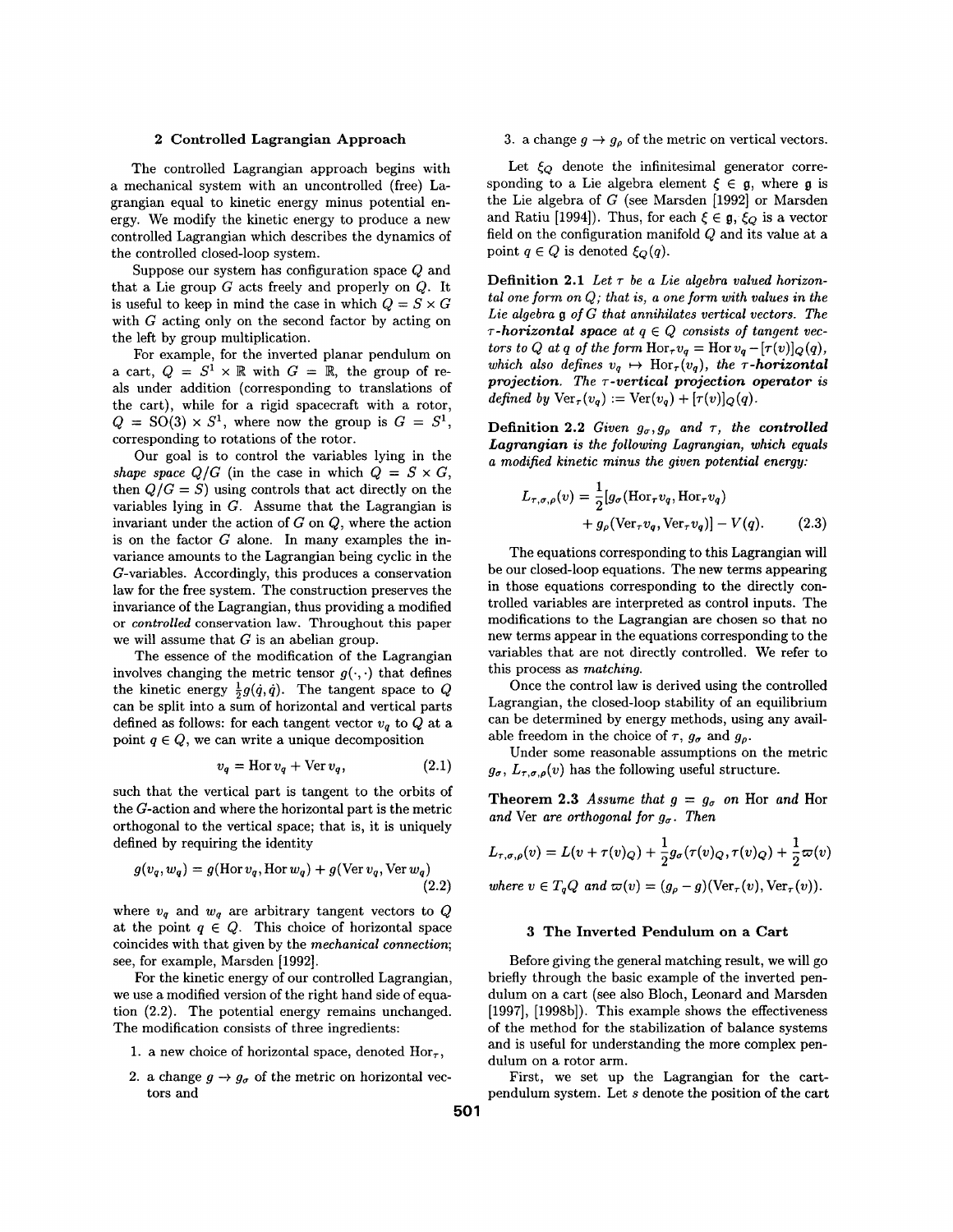## 2 Controlled Lagrangian Approach

The controlled Lagrangian approach begins with a mechanical system with an uncontrolled (free) Lagrangian equal to kinetic energy minus potential energy. We modify the kinetic energy to produce a new controlled Lagrangian which describes the dynamics of the controlled closed-loop system.

Suppose our system has configuration space $Q$ and that a Lie group $G$ acts freely and properly on $Q$. It is useful to keep in mind the case in which $Q = S \times G$ with $G$ acting only on the second factor by acting on the left by group multiplication.

For example, for the inverted planar pendulum on a cart, $Q = S^1 \times \mathbb{R}$ with $G = \mathbb{R}$, the group of reals under addition (corresponding to translations of the cart), while for a rigid spacecraft with a rotor, $Q = \mathrm{SO}(3) \times S^1$, where now the group is $G = S^1$, corresponding to rotations of the rotor.

Our goal is to control the variables lying in the *shape space* $Q/G$ (in the case in which $Q = S \times G$, then $Q/G = S$) using controls that act directly on the variables lying in $G$. Assume that the Lagrangian is invariant under the action of $G$ on $Q$, where the action is on the factor $G$ alone. In many examples the invariance amounts to the Lagrangian being cyclic in the $G$-variables. Accordingly, this produces a conservation law for the free system. The construction preserves the invariance of the Lagrangian, thus providing a modified or *controlled* conservation law. Throughout this paper we will assume that $G$ is an abelian group.

The essence of the modification of the Lagrangian involves changing the metric tensor $g(\cdot, \cdot)$ that defines the kinetic energy $\frac{1}{2}g(\dot{q}, \dot{q})$. The tangent space to $Q$ can be split into a sum of horizontal and vertical parts defined as follows: for each tangent vector $v_q$ to $Q$ at a point $q \in Q$, we can write a unique decomposition

$$v_q = \mathrm{Hor}\, v_q + \mathrm{Ver}\, v_q, \tag{2.1}$$

such that the vertical part is tangent to the orbits of the $G$-action and where the horizontal part is the metric orthogonal to the vertical space; that is, it is uniquely defined by requiring the identity

$$g(v_q, w_q) = g(\mathrm{Hor}\, v_q, \mathrm{Hor}\, w_q) + g(\mathrm{Ver}\, v_q, \mathrm{Ver}\, w_q) \tag{2.2}$$

where $v_q$ and $w_q$ are arbitrary tangent vectors to $Q$ at the point $q \in Q$. This choice of horizontal space coincides with that given by the *mechanical connection*; see, for example, Marsden [1992].

For the kinetic energy of our controlled Lagrangian, we use a modified version of the right hand side of equation (2.2). The potential energy remains unchanged. The modification consists of three ingredients:

1. a new choice of horizontal space, denoted $\mathrm{Hor}_\tau$,
2. a change $g \to g_\sigma$ of the metric on horizontal vectors and
3. a change $g \to g_\rho$ of the metric on vertical vectors.

Let $\xi_Q$ denote the infinitesimal generator corresponding to a Lie algebra element $\xi \in \mathfrak{g}$, where $\mathfrak{g}$ is the Lie algebra of $G$ (see Marsden [1992] or Marsden and Ratiu [1994]). Thus, for each $\xi \in \mathfrak{g}$, $\xi_Q$ is a vector field on the configuration manifold $Q$ and its value at a point $q \in Q$ is denoted $\xi_Q(q)$.

**Definition 2.1** *Let $\tau$ be a Lie algebra valued horizontal one form on $Q$; that is, a one form with values in the Lie algebra $\mathfrak{g}$ of $G$ that annihilates vertical vectors. The* ***$\tau$-horizontal space*** *at $q \in Q$ consists of tangent vectors to $Q$ at $q$ of the form $\mathrm{Hor}_\tau v_q = \mathrm{Hor}\, v_q - [\tau(v)]_Q(q)$, which also defines $v_q \mapsto \mathrm{Hor}_\tau(v_q)$, the* ***$\tau$-horizontal projection****. The* ***$\tau$-vertical projection operator*** *is defined by $\mathrm{Ver}_\tau(v_q) := \mathrm{Ver}(v_q) + [\tau(v)]_Q(q)$.*

**Definition 2.2** *Given $g_\sigma, g_\rho$ and $\tau$, the* ***controlled Lagrangian*** *is the following Lagrangian, which equals a modified kinetic minus the given potential energy:*

$$L_{\tau,\sigma,\rho}(v) = \frac{1}{2}[g_\sigma(\mathrm{Hor}_\tau v_q, \mathrm{Hor}_\tau v_q) + g_\rho(\mathrm{Ver}_\tau v_q, \mathrm{Ver}_\tau v_q)] - V(q). \tag{2.3}$$

The equations corresponding to this Lagrangian will be our closed-loop equations. The new terms appearing in those equations corresponding to the directly controlled variables are interpreted as control inputs. The modifications to the Lagrangian are chosen so that no new terms appear in the equations corresponding to the variables that are not directly controlled. We refer to this process as *matching*.

Once the control law is derived using the controlled Lagrangian, the closed-loop stability of an equilibrium can be determined by energy methods, using any available freedom in the choice of $\tau$, $g_\sigma$ and $g_\rho$.

Under some reasonable assumptions on the metric $g_\sigma$, $L_{\tau,\sigma,\rho}(v)$ has the following useful structure.

**Theorem 2.3** *Assume that $g = g_\sigma$ on* Hor *and* Hor *and* Ver *are orthogonal for $g_\sigma$. Then*

$$L_{\tau,\sigma,\rho}(v) = L(v + \tau(v)_Q) + \frac{1}{2}g_\sigma(\tau(v)_Q, \tau(v)_Q) + \frac{1}{2}\varpi(v)$$

*where $v \in T_qQ$ and $\varpi(v) = (g_\rho - g)(\mathrm{Ver}_\tau(v), \mathrm{Ver}_\tau(v))$.*

## 3 The Inverted Pendulum on a Cart

Before giving the general matching result, we will go briefly through the basic example of the inverted pendulum on a cart (see also Bloch, Leonard and Marsden [1997], [1998b]). This example shows the effectiveness of the method for the stabilization of balance systems and is useful for understanding the more complex pendulum on a rotor arm.

First, we set up the Lagrangian for the cart-pendulum system. Let $s$ denote the position of the cart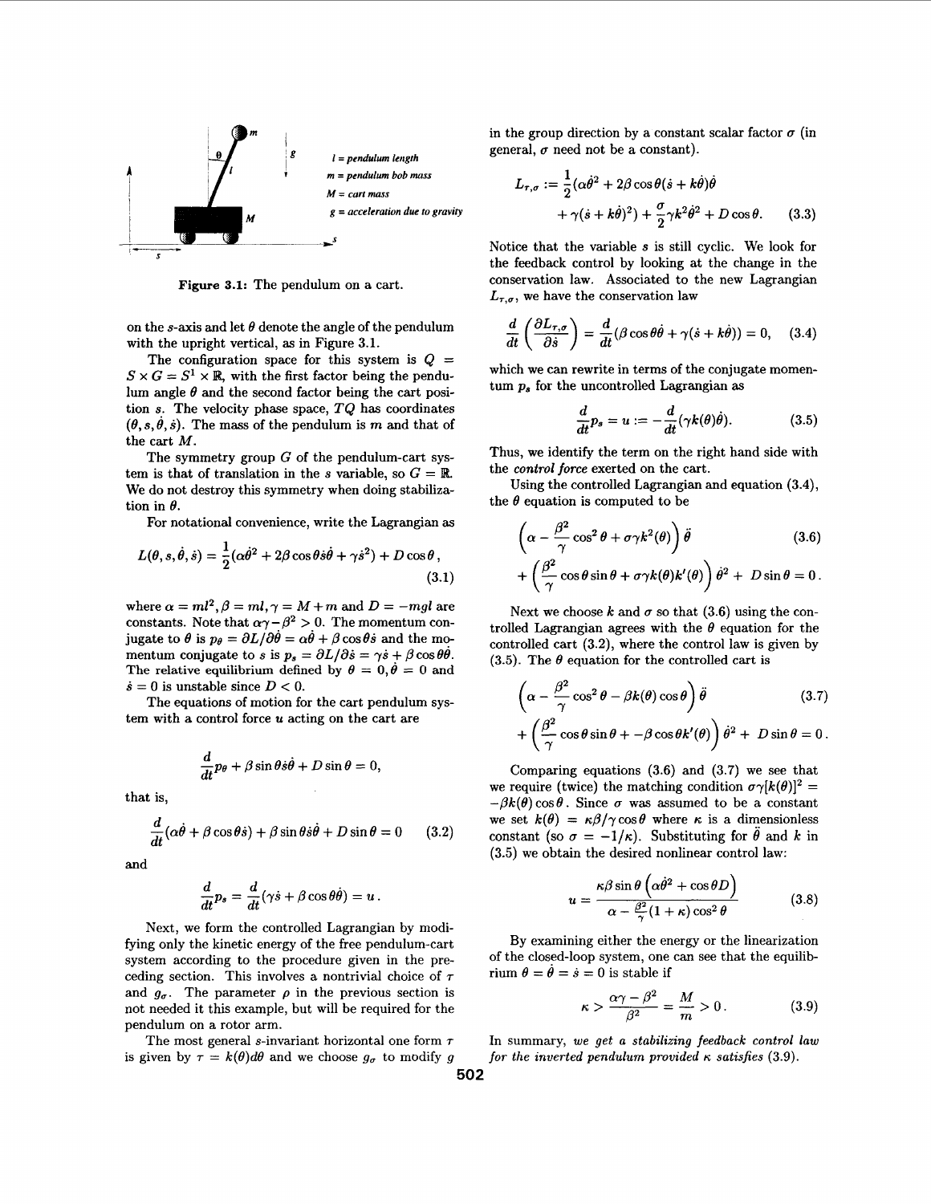Figure 3.1: The pendulum on a cart.

on the $s$-axis and let $\theta$ denote the angle of the pendulum with the upright vertical, as in Figure 3.1.

The configuration space for this system is $Q = S \times G = S^1 \times \mathbb{R}$, with the first factor being the pendulum angle $\theta$ and the second factor being the cart position $s$. The velocity phase space, $TQ$ has coordinates $(\theta, s, \dot{\theta}, \dot{s})$. The mass of the pendulum is $m$ and that of the cart $M$.

The symmetry group $G$ of the pendulum-cart system is that of translation in the $s$ variable, so $G = \mathbb{R}$. We do not destroy this symmetry when doing stabilization in $\theta$.

For notational convenience, write the Lagrangian as

$$L(\theta, s, \dot{\theta}, \dot{s}) = \frac{1}{2}(\alpha\dot{\theta}^2 + 2\beta\cos\theta\dot{s}\dot{\theta} + \gamma\dot{s}^2) + D\cos\theta, \tag{3.1}$$

where $\alpha = ml^2, \beta = ml, \gamma = M + m$ and $D = -mgl$ are constants. Note that $\alpha\gamma - \beta^2 > 0$. The momentum conjugate to $\theta$ is $p_\theta = \partial L/\partial\dot{\theta} = \alpha\dot{\theta} + \beta\cos\theta\dot{s}$ and the momentum conjugate to $s$ is $p_s = \partial L/\partial\dot{s} = \gamma\dot{s} + \beta\cos\theta\dot{\theta}$. The relative equilibrium defined by $\theta = 0, \dot{\theta} = 0$ and $\dot{s} = 0$ is unstable since $D < 0$.

The equations of motion for the cart pendulum system with a control force $u$ acting on the cart are

$$\frac{d}{dt}p_\theta + \beta\sin\theta\dot{s}\dot{\theta} + D\sin\theta = 0,$$

that is,

$$\frac{d}{dt}(\alpha\dot{\theta} + \beta\cos\theta\dot{s}) + \beta\sin\theta\dot{s}\dot{\theta} + D\sin\theta = 0 \tag{3.2}$$

and

$$\frac{d}{dt}p_s = \frac{d}{dt}(\gamma\dot{s} + \beta\cos\theta\dot{\theta}) = u.$$

Next, we form the controlled Lagrangian by modifying only the kinetic energy of the free pendulum-cart system according to the procedure given in the preceding section. This involves a nontrivial choice of $\tau$ and $g_\sigma$. The parameter $\rho$ in the previous section is not needed it this example, but will be required for the pendulum on a rotor arm.

The most general $s$-invariant horizontal one form $\tau$ is given by $\tau = k(\theta)d\theta$ and we choose $g_\sigma$ to modify $g$ in the group direction by a constant scalar factor $\sigma$ (in general, $\sigma$ need not be a constant).

$$L_{\tau,\sigma} := \frac{1}{2}(\alpha\dot{\theta}^2 + 2\beta\cos\theta(\dot{s} + k\dot{\theta})\dot{\theta} + \gamma(\dot{s} + k\dot{\theta})^2) + \frac{\sigma}{2}\gamma k^2\dot{\theta}^2 + D\cos\theta. \tag{3.3}$$

Notice that the variable $s$ is still cyclic. We look for the feedback control by looking at the change in the conservation law. Associated to the new Lagrangian $L_{\tau,\sigma}$, we have the conservation law

$$\frac{d}{dt}\left(\frac{\partial L_{\tau,\sigma}}{\partial\dot{s}}\right) = \frac{d}{dt}(\beta\cos\theta\dot{\theta} + \gamma(\dot{s} + k\dot{\theta})) = 0, \tag{3.4}$$

which we can rewrite in terms of the conjugate momentum $p_s$ for the uncontrolled Lagrangian as

$$\frac{d}{dt}p_s = u := -\frac{d}{dt}(\gamma k(\theta)\dot{\theta}). \tag{3.5}$$

Thus, we identify the term on the right hand side with the *control force* exerted on the cart.

Using the controlled Lagrangian and equation (3.4), the $\theta$ equation is computed to be

$$\left(\alpha - \frac{\beta^2}{\gamma}\cos^2\theta + \sigma\gamma k^2(\theta)\right)\ddot{\theta} + \left(\frac{\beta^2}{\gamma}\cos\theta\sin\theta + \sigma\gamma k(\theta)k'(\theta)\right)\dot{\theta}^2 + D\sin\theta = 0. \tag{3.6}$$

Next we choose $k$ and $\sigma$ so that (3.6) using the controlled Lagrangian agrees with the $\theta$ equation for the controlled cart (3.2), where the control law is given by (3.5). The $\theta$ equation for the controlled cart is

$$\left(\alpha - \frac{\beta^2}{\gamma}\cos^2\theta - \beta k(\theta)\cos\theta\right)\ddot{\theta} + \left(\frac{\beta^2}{\gamma}\cos\theta\sin\theta + -\beta\cos\theta k'(\theta)\right)\dot{\theta}^2 + D\sin\theta = 0. \tag{3.7}$$

Comparing equations (3.6) and (3.7) we see that we require (twice) the matching condition $\sigma\gamma[k(\theta)]^2 = -\beta k(\theta)\cos\theta$. Since $\sigma$ was assumed to be a constant we set $k(\theta) = \kappa\beta/\gamma\cos\theta$ where $\kappa$ is a dimensionless constant (so $\sigma = -1/\kappa$). Substituting for $\ddot{\theta}$ and $k$ in (3.5) we obtain the desired nonlinear control law:

$$u = \frac{\kappa\beta\sin\theta\left(\alpha\dot{\theta}^2 + \cos\theta D\right)}{\alpha - \frac{\beta^2}{\gamma}(1 + \kappa)\cos^2\theta} \tag{3.8}$$

By examining either the energy or the linearization of the closed-loop system, one can see that the equilibrium $\theta = \dot{\theta} = \dot{s} = 0$ is stable if

$$\kappa > \frac{\alpha\gamma - \beta^2}{\beta^2} = \frac{M}{m} > 0. \tag{3.9}$$

In summary, *we get a stabilizing feedback control law for the inverted pendulum provided $\kappa$ satisfies* (3.9).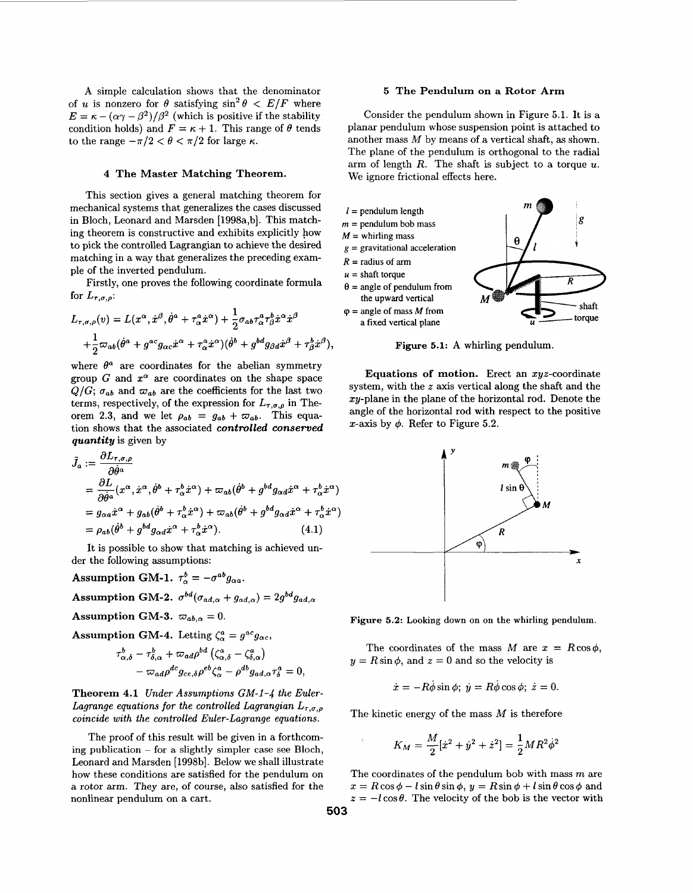A simple calculation shows that the denominator of $u$ is nonzero for $\theta$ satisfying $\sin^2\theta < E/F$ where $E = \kappa - (\alpha\gamma - \beta^2)/\beta^2$ (which is positive if the stability condition holds) and $F = \kappa + 1$. This range of $\theta$ tends to the range $-\pi/2 < \theta < \pi/2$ for large $\kappa$.

## 4 The Master Matching Theorem.

This section gives a general matching theorem for mechanical systems that generalizes the cases discussed in Bloch, Leonard and Marsden [1998a,b]. This matching theorem is constructive and exhibits explicitly how to pick the controlled Lagrangian to achieve the desired matching in a way that generalizes the preceding example of the inverted pendulum.

Firstly, one proves the following coordinate formula for $L_{\tau,\sigma,\rho}$:

$$L_{\tau,\sigma,\rho}(v) = L(x^\alpha, \dot{x}^\beta, \dot{\theta}^a + \tau^a_\alpha \dot{x}^\alpha) + \frac{1}{2}\sigma_{ab}\tau^a_\alpha \tau^b_\beta \dot{x}^\alpha \dot{x}^\beta$$
$$+ \frac{1}{2}\varpi_{ab}(\dot{\theta}^a + g^{ac}g_{\alpha c}\dot{x}^\alpha + \tau^a_\alpha \dot{x}^\alpha)(\dot{\theta}^b + g^{bd}g_{\beta d}\dot{x}^\beta + \tau^b_\beta \dot{x}^\beta),$$

where $\theta^a$ are coordinates for the abelian symmetry group $G$ and $x^\alpha$ are coordinates on the shape space $Q/G$; $\sigma_{ab}$ and $\varpi_{ab}$ are the coefficients for the last two terms, respectively, of the expression for $L_{\tau,\sigma,\rho}$ in Theorem 2.3, and we let $\rho_{ab} = g_{ab} + \varpi_{ab}$. This equation shows that the associated ***controlled conserved quantity*** is given by

$$\begin{aligned}
\tilde{J}_a &:= \frac{\partial L_{\tau,\sigma,\rho}}{\partial \dot{\theta}^a} \\
&= \frac{\partial L}{\partial \dot{\theta}^a}(x^\alpha, \dot{x}^\alpha, \dot{\theta}^b + \tau^b_\alpha \dot{x}^\alpha) + \varpi_{ab}(\dot{\theta}^b + g^{bd}g_{\alpha d}\dot{x}^\alpha + \tau^b_\alpha \dot{x}^\alpha) \\
&= g_{\alpha a}\dot{x}^\alpha + g_{ab}(\dot{\theta}^b + \tau^b_\alpha \dot{x}^\alpha) + \varpi_{ab}(\dot{\theta}^b + g^{bd}g_{\alpha d}\dot{x}^\alpha + \tau^b_\alpha \dot{x}^\alpha) \\
&= \rho_{ab}(\dot{\theta}^b + g^{bd}g_{\alpha d}\dot{x}^\alpha + \tau^b_\alpha \dot{x}^\alpha). \qquad (4.1)
\end{aligned}$$

It is possible to show that matching is achieved under the following assumptions:

**Assumption GM-1.** $\tau^b_\alpha = -\sigma^{ab}g_{\alpha a}$.

**Assumption GM-2.** $\sigma^{bd}(\sigma_{ad,\alpha} + g_{ad,\alpha}) = 2g^{bd}g_{ad,\alpha}$

**Assumption GM-3.** $\varpi_{ab,\alpha} = 0$.

**Assumption GM-4.** Letting $\zeta^a_\alpha = g^{ac}g_{\alpha c}$,

$$\tau^b_{\alpha,\delta} - \tau^b_{\delta,\alpha} + \varpi_{ad}\rho^{bd}\left(\zeta^a_{\alpha,\delta} - \zeta^a_{\delta,\alpha}\right)$$
$$- \varpi_{ad}\rho^{dc}g_{ce,\delta}\rho^{eb}\zeta^a_\alpha - \rho^{db}g_{ad,\alpha}\tau^a_\delta = 0,$$

**Theorem 4.1** *Under Assumptions GM-1-4 the Euler-Lagrange equations for the controlled Lagrangian $L_{\tau,\sigma,\rho}$ coincide with the controlled Euler-Lagrange equations.*

The proof of this result will be given in a forthcoming publication – for a slightly simpler case see Bloch, Leonard and Marsden [1998b]. Below we shall illustrate how these conditions are satisfied for the pendulum on a rotor arm. They are, of course, also satisfied for the nonlinear pendulum on a cart.

## 5 The Pendulum on a Rotor Arm

Consider the pendulum shown in Figure 5.1. It is a planar pendulum whose suspension point is attached to another mass $M$ by means of a vertical shaft, as shown. The plane of the pendulum is orthogonal to the radial arm of length $R$. The shaft is subject to a torque $u$. We ignore frictional effects here.

$l$ = pendulum length
$m$ = pendulum bob mass
$M$ = whirling mass
$g$ = gravitational acceleration
$R$ = radius of arm
$u$ = shaft torque
$\theta$ = angle of pendulum from the upward vertical
$\varphi$ = angle of mass $M$ from a fixed vertical plane

**Figure 5.1:** A whirling pendulum.

**Equations of motion.** Erect an $xyz$-coordinate system, with the $z$ axis vertical along the shaft and the $xy$-plane in the plane of the horizontal rod. Denote the angle of the horizontal rod with respect to the positive $x$-axis by $\phi$. Refer to Figure 5.2.

**Figure 5.2:** Looking down on on the whirling pendulum.

The coordinates of the mass $M$ are $x = R\cos\phi$, $y = R\sin\phi$, and $z = 0$ and so the velocity is

$$\dot{x} = -R\dot{\phi}\sin\phi;\ \dot{y} = R\dot{\phi}\cos\phi;\ \dot{z} = 0.$$

The kinetic energy of the mass $M$ is therefore

$$K_M = \frac{M}{2}[\dot{x}^2 + \dot{y}^2 + \dot{z}^2] = \frac{1}{2}MR^2\dot{\phi}^2$$

The coordinates of the pendulum bob with mass $m$ are $x = R\cos\phi - l\sin\theta\sin\phi$, $y = R\sin\phi + l\sin\theta\cos\phi$ and $z = -l\cos\theta$. The velocity of the bob is the vector with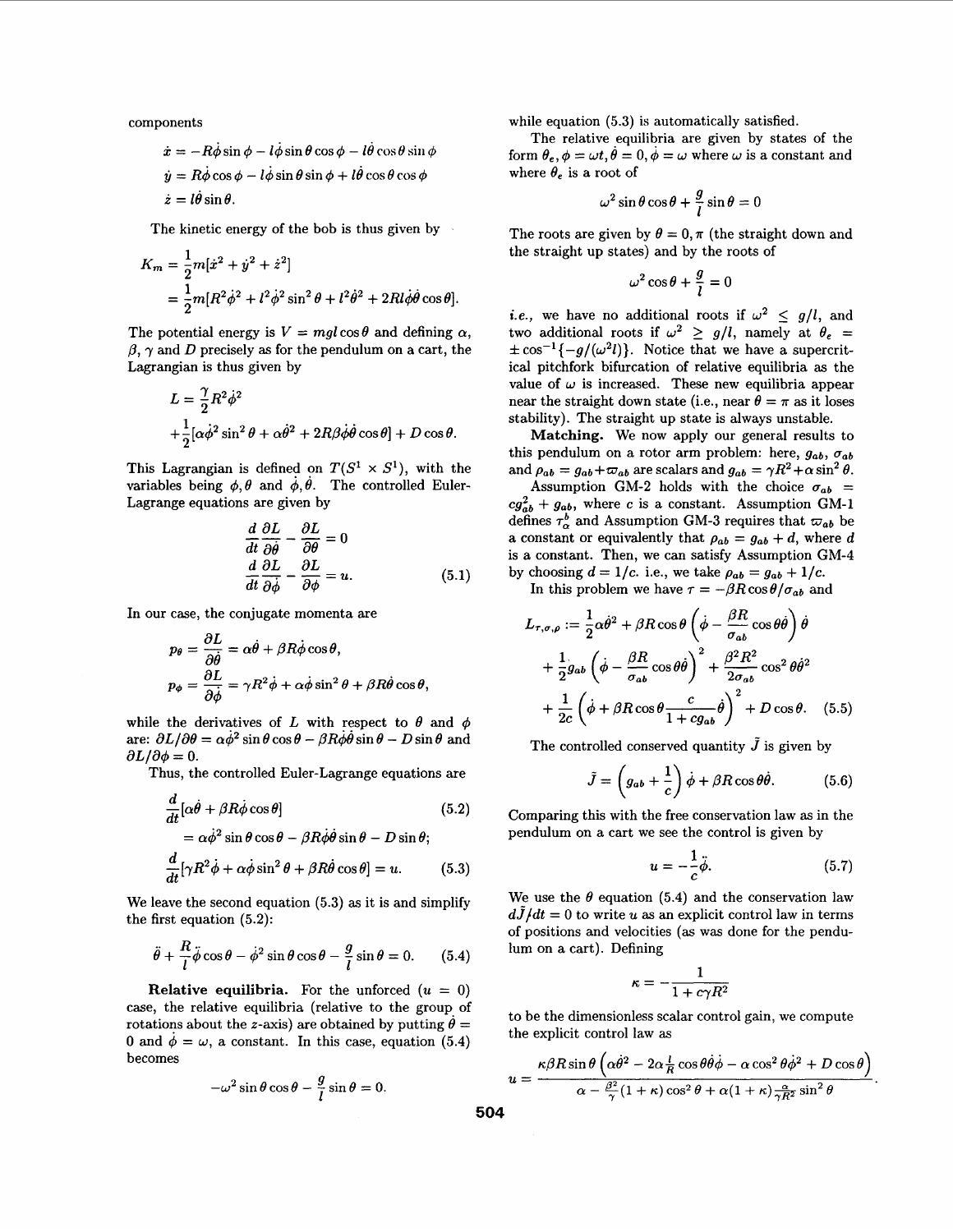components

$$\dot{x} = -R\dot{\phi}\sin\phi - l\dot{\phi}\sin\theta\cos\phi - l\dot{\theta}\cos\theta\sin\phi$$
$$\dot{y} = R\dot{\phi}\cos\phi - l\dot{\phi}\sin\theta\sin\phi + l\dot{\theta}\cos\theta\cos\phi$$
$$\dot{z} = l\dot{\theta}\sin\theta.$$

The kinetic energy of the bob is thus given by

$$K_m = \frac{1}{2}m[\dot{x}^2 + \dot{y}^2 + \dot{z}^2]$$
$$= \frac{1}{2}m[R^2\dot{\phi}^2 + l^2\dot{\phi}^2\sin^2\theta + l^2\dot{\theta}^2 + 2Rl\dot{\phi}\dot{\theta}\cos\theta].$$

The potential energy is $V = mgl\cos\theta$ and defining $\alpha$, $\beta$, $\gamma$ and $D$ precisely as for the pendulum on a cart, the Lagrangian is thus given by

$$L = \frac{\gamma}{2}R^2\dot{\phi}^2$$
$$+\frac{1}{2}[\alpha\dot{\phi}^2\sin^2\theta + \alpha\dot{\theta}^2 + 2R\beta\dot{\phi}\dot{\theta}\cos\theta] + D\cos\theta.$$

This Lagrangian is defined on $T(S^1 \times S^1)$, with the variables being $\phi, \theta$ and $\dot{\phi}, \dot{\theta}$. The controlled Euler-Lagrange equations are given by

$$\frac{d}{dt}\frac{\partial L}{\partial \dot{\theta}} - \frac{\partial L}{\partial \theta} = 0$$
$$\frac{d}{dt}\frac{\partial L}{\partial \dot{\phi}} - \frac{\partial L}{\partial \phi} = u. \tag{5.1}$$

In our case, the conjugate momenta are

$$p_\theta = \frac{\partial L}{\partial \dot{\theta}} = \alpha\dot{\theta} + \beta R\dot{\phi}\cos\theta,$$
$$p_\phi = \frac{\partial L}{\partial \dot{\phi}} = \gamma R^2\dot{\phi} + \alpha\dot{\phi}\sin^2\theta + \beta R\dot{\theta}\cos\theta,$$

while the derivatives of $L$ with respect to $\theta$ and $\phi$ are: $\partial L/\partial\theta = \alpha\dot{\phi}^2\sin\theta\cos\theta - \beta R\dot{\phi}\dot{\theta}\sin\theta - D\sin\theta$ and $\partial L/\partial\phi = 0$.

Thus, the controlled Euler-Lagrange equations are

$$\frac{d}{dt}[\alpha\dot{\theta} + \beta R\dot{\phi}\cos\theta] \tag{5.2}$$
$$= \alpha\dot{\phi}^2\sin\theta\cos\theta - \beta R\dot{\phi}\dot{\theta}\sin\theta - D\sin\theta;$$

$$\frac{d}{dt}[\gamma R^2\dot{\phi} + \alpha\dot{\phi}\sin^2\theta + \beta R\dot{\theta}\cos\theta] = u. \tag{5.3}$$

We leave the second equation (5.3) as it is and simplify the first equation (5.2):

$$\ddot{\theta} + \frac{R}{l}\ddot{\phi}\cos\theta - \dot{\phi}^2\sin\theta\cos\theta - \frac{g}{l}\sin\theta = 0. \tag{5.4}$$

**Relative equilibria.** For the unforced ($u = 0$) case, the relative equilibria (relative to the group of rotations about the $z$-axis) are obtained by putting $\dot{\theta} = 0$ and $\dot{\phi} = \omega$, a constant. In this case, equation (5.4) becomes

$$-\omega^2\sin\theta\cos\theta - \frac{g}{l}\sin\theta = 0.$$

while equation (5.3) is automatically satisfied.

The relative equilibria are given by states of the form $\theta_e, \phi = \omega t, \dot{\theta} = 0, \dot{\phi} = \omega$ where $\omega$ is a constant and where $\theta_e$ is a root of

$$\omega^2\sin\theta\cos\theta + \frac{g}{l}\sin\theta = 0$$

The roots are given by $\theta = 0, \pi$ (the straight down and the straight up states) and by the roots of

$$\omega^2\cos\theta + \frac{g}{l} = 0$$

*i.e.*, we have no additional roots if $\omega^2 \leq g/l$, and two additional roots if $\omega^2 \geq g/l$, namely at $\theta_e = \pm\cos^{-1}\{-g/(\omega^2 l)\}$. Notice that we have a supercritical pitchfork bifurcation of relative equilibria as the value of $\omega$ is increased. These new equilibria appear near the straight down state (i.e., near $\theta = \pi$ as it loses stability). The straight up state is always unstable.

**Matching.** We now apply our general results to this pendulum on a rotor arm problem: here, $g_{ab}$, $\sigma_{ab}$ and $\rho_{ab} = g_{ab} + \varpi_{ab}$ are scalars and $g_{ab} = \gamma R^2 + \alpha\sin^2\theta$.

Assumption GM-2 holds with the choice $\sigma_{ab} = cg_{ab}^2 + g_{ab}$, where $c$ is a constant. Assumption GM-1 defines $\tau_\alpha^b$ and Assumption GM-3 requires that $\varpi_{ab}$ be a constant or equivalently that $\rho_{ab} = g_{ab} + d$, where $d$ is a constant. Then, we can satisfy Assumption GM-4 by choosing $d = 1/c$. i.e., we take $\rho_{ab} = g_{ab} + 1/c$.

In this problem we have $\tau = -\beta R\cos\theta/\sigma_{ab}$ and

$$L_{\tau,\sigma,\rho} := \frac{1}{2}\alpha\dot{\theta}^2 + \beta R\cos\theta\left(\dot{\phi} - \frac{\beta R}{\sigma_{ab}}\cos\theta\dot{\theta}\right)\dot{\theta}$$
$$+\frac{1}{2}g_{ab}\left(\dot{\phi} - \frac{\beta R}{\sigma_{ab}}\cos\theta\dot{\theta}\right)^2 + \frac{\beta^2 R^2}{2\sigma_{ab}}\cos^2\theta\dot{\theta}^2$$
$$+\frac{1}{2c}\left(\dot{\phi} + \beta R\cos\theta\frac{c}{1 + cg_{ab}}\dot{\theta}\right)^2 + D\cos\theta. \tag{5.5}$$

The controlled conserved quantity $\tilde{J}$ is given by

$$\tilde{J} = \left(g_{ab} + \frac{1}{c}\right)\dot{\phi} + \beta R\cos\theta\dot{\theta}. \tag{5.6}$$

Comparing this with the free conservation law as in the pendulum on a cart we see the control is given by

$$u = -\frac{1}{c}\ddot{\phi}. \tag{5.7}$$

We use the $\theta$ equation (5.4) and the conservation law $d\tilde{J}/dt = 0$ to write $u$ as an explicit control law in terms of positions and velocities (as was done for the pendulum on a cart). Defining

$$\kappa = -\frac{1}{1 + c\gamma R^2}$$

to be the dimensionless scalar control gain, we compute the explicit control law as

$$u = \frac{\kappa\beta R\sin\theta\left(\alpha\dot{\theta}^2 - 2\alpha\frac{l}{R}\cos\theta\dot{\theta}\dot{\phi} - \alpha\cos^2\theta\dot{\phi}^2 + D\cos\theta\right)}{\alpha - \frac{\beta^2}{\gamma}(1+\kappa)\cos^2\theta + \alpha(1+\kappa)\frac{\alpha}{\gamma R^2}\sin^2\theta}.$$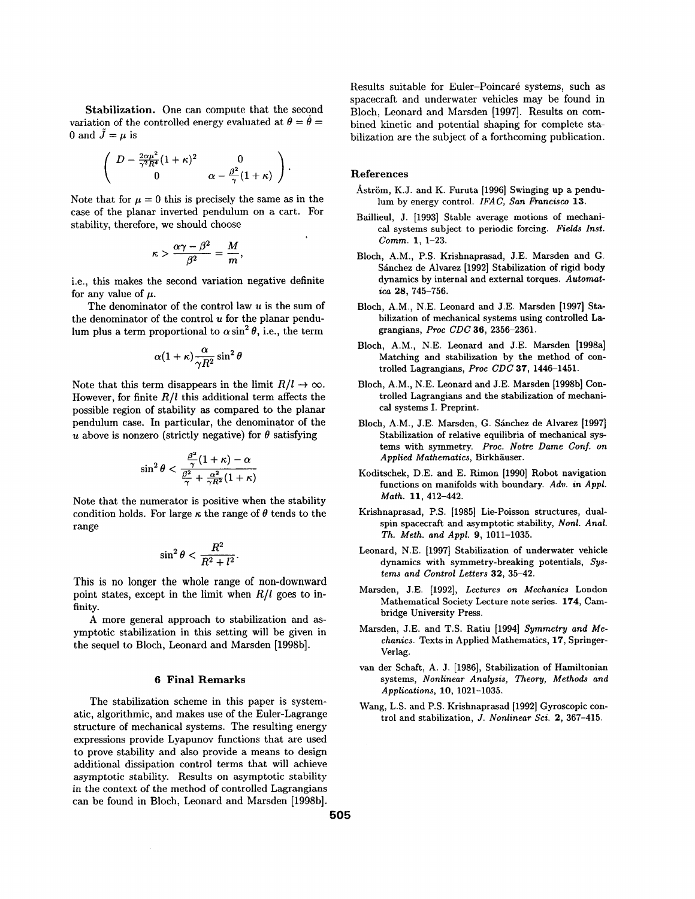**Stabilization.** One can compute that the second variation of the controlled energy evaluated at $\theta = \dot{\theta} = 0$ and $\tilde{J} = \mu$ is

$$\begin{pmatrix} D - \frac{2\alpha\mu^2}{\gamma^2 R^4}(1+\kappa)^2 & 0 \\ 0 & \alpha - \frac{\beta^2}{\gamma}(1+\kappa) \end{pmatrix}.$$

Note that for $\mu = 0$ this is precisely the same as in the case of the planar inverted pendulum on a cart. For stability, therefore, we should choose

$$\kappa > \frac{\alpha\gamma - \beta^2}{\beta^2} = \frac{M}{m},$$

i.e., this makes the second variation negative definite for any value of $\mu$.

The denominator of the control law $u$ is the sum of the denominator of the control $u$ for the planar pendulum plus a term proportional to $\alpha \sin^2\theta$, i.e., the term

$$\alpha(1+\kappa)\frac{\alpha}{\gamma R^2}\sin^2\theta$$

Note that this term disappears in the limit $R/l \to \infty$. However, for finite $R/l$ this additional term affects the possible region of stability as compared to the planar pendulum case. In particular, the denominator of the $u$ above is nonzero (strictly negative) for $\theta$ satisfying

$$\sin^2\theta < \frac{\frac{\beta^2}{\gamma}(1+\kappa) - \alpha}{\frac{\beta^2}{\gamma} + \frac{\alpha^2}{\gamma R^2}(1+\kappa)}$$

Note that the numerator is positive when the stability condition holds. For large $\kappa$ the range of $\theta$ tends to the range

$$\sin^2\theta < \frac{R^2}{R^2 + l^2}.$$

This is no longer the whole range of non-downward point states, except in the limit when $R/l$ goes to infinity.

A more general approach to stabilization and asymptotic stabilization in this setting will be given in the sequel to Bloch, Leonard and Marsden [1998b].

## 6 Final Remarks

The stabilization scheme in this paper is systematic, algorithmic, and makes use of the Euler-Lagrange structure of mechanical systems. The resulting energy expressions provide Lyapunov functions that are used to prove stability and also provide a means to design additional dissipation control terms that will achieve asymptotic stability. Results on asymptotic stability in the context of the method of controlled Lagrangians can be found in Bloch, Leonard and Marsden [1998b]. Results suitable for Euler–Poincaré systems, such as spacecraft and underwater vehicles may be found in Bloch, Leonard and Marsden [1997]. Results on combined kinetic and potential shaping for complete stabilization are the subject of a forthcoming publication.

## References

Åström, K.J. and K. Furuta [1996] Swinging up a pendulum by energy control. *IFAC, San Francisco* **13**.

Baillieul, J. [1993] Stable average motions of mechanical systems subject to periodic forcing. *Fields Inst. Comm.* **1**, 1–23.

Bloch, A.M., P.S. Krishnaprasad, J.E. Marsden and G. Sánchez de Alvarez [1992] Stabilization of rigid body dynamics by internal and external torques. *Automatica* **28**, 745–756.

Bloch, A.M., N.E. Leonard and J.E. Marsden [1997] Stabilization of mechanical systems using controlled Lagrangians, *Proc CDC* **36**, 2356–2361.

Bloch, A.M., N.E. Leonard and J.E. Marsden [1998a] Matching and stabilization by the method of controlled Lagrangians, *Proc CDC* **37**, 1446–1451.

Bloch, A.M., N.E. Leonard and J.E. Marsden [1998b] Controlled Lagrangians and the stabilization of mechanical systems I. Preprint.

Bloch, A.M., J.E. Marsden, G. Sánchez de Alvarez [1997] Stabilization of relative equilibria of mechanical systems with symmetry. *Proc. Notre Dame Conf. on Applied Mathematics*, Birkhäuser.

Koditschek, D.E. and E. Rimon [1990] Robot navigation functions on manifolds with boundary. *Adv. in Appl. Math.* **11**, 412–442.

Krishnaprasad, P.S. [1985] Lie-Poisson structures, dual-spin spacecraft and asymptotic stability, *Nonl. Anal. Th. Meth. and Appl.* **9**, 1011–1035.

Leonard, N.E. [1997] Stabilization of underwater vehicle dynamics with symmetry-breaking potentials, *Systems and Control Letters* **32**, 35–42.

Marsden, J.E. [1992], *Lectures on Mechanics* London Mathematical Society Lecture note series. **174**, Cambridge University Press.

Marsden, J.E. and T.S. Ratiu [1994] *Symmetry and Mechanics*. Texts in Applied Mathematics, **17**, Springer-Verlag.

van der Schaft, A. J. [1986], Stabilization of Hamiltonian systems, *Nonlinear Analysis, Theory, Methods and Applications*, **10**, 1021–1035.

Wang, L.S. and P.S. Krishnaprasad [1992] Gyroscopic control and stabilization, *J. Nonlinear Sci.* **2**, 367–415.